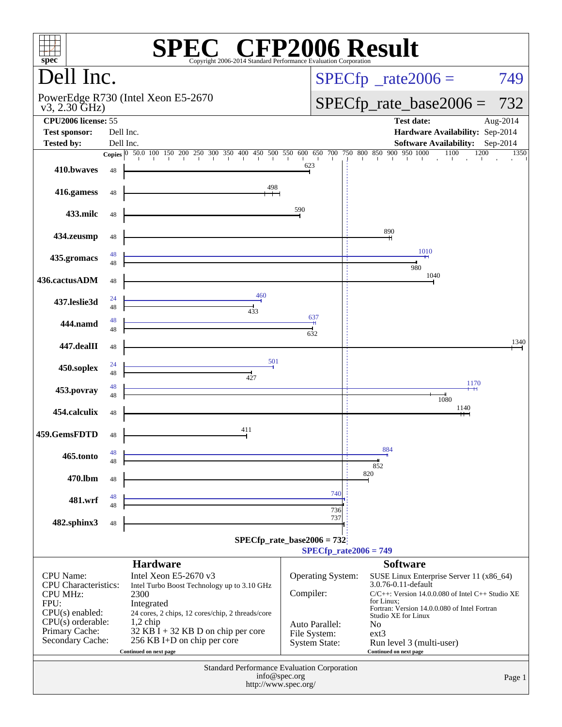# SPEC CFP2006 Result

Copyright 2006-2014 Standard Performance Evaluation Corporation

## Dell Inc.

PowerEdge R730 (Intel Xeon E5-2670 v3, 2.30 GHz)

SPECfp_rate2006 = 749

SPECfp_rate_base2006 = 732

| | | | |
|---|---|---|---|
| **CPU2006 license:** | 55 | **Test date:** | Aug-2014 |
| **Test sponsor:** | Dell Inc. | **Hardware Availability:** | Sep-2014 |
| **Tested by:** | Dell Inc. | **Software Availability:** | Sep-2014 |

| Benchmark | Copies (peak) | Peak | Copies (base) | Base |
|---|---|---|---|---|
| 410.bwaves | | | 48 | 623 |
| 416.gamess | | | 48 | 498 |
| 433.milc | | | 48 | 590 |
| 434.zeusmp | | | 48 | 890 |
| 435.gromacs | 48 | 1010 | 48 | 980 |
| 436.cactusADM | | | 48 | 1040 |
| 437.leslie3d | 24 | 460 | 48 | 433 |
| 444.namd | 48 | 637 | 48 | 632 |
| 447.dealII | | | 48 | 1340 |
| 450.soplex | 24 | 501 | 48 | 427 |
| 453.povray | 48 | 1170 | 48 | 1080 |
| 454.calculix | | | 48 | 1140 |
| 459.GemsFDTD | | | 48 | 411 |
| 465.tonto | 48 | 884 | 48 | 852 |
| 470.lbm | | | 48 | 820 |
| 481.wrf | 48 | 740 | 48 | 736 |
| 482.sphinx3 | | | 48 | 737 |

SPECfp_rate_base2006 = 732

SPECfp_rate2006 = 749

## Hardware

| | |
|---|---|
| CPU Name: | Intel Xeon E5-2670 v3 |
| CPU Characteristics: | Intel Turbo Boost Technology up to 3.10 GHz |
| CPU MHz: | 2300 |
| FPU: | Integrated |
| CPU(s) enabled: | 24 cores, 2 chips, 12 cores/chip, 2 threads/core |
| CPU(s) orderable: | 1,2 chip |
| Primary Cache: | 32 KB I + 32 KB D on chip per core |
| Secondary Cache: | 256 KB I+D on chip per core |

Continued on next page

## Software

| | |
|---|---|
| Operating System: | SUSE Linux Enterprise Server 11 (x86_64) 3.0.76-0.11-default |
| Compiler: | C/C++: Version 14.0.0.080 of Intel C++ Studio XE for Linux; Fortran: Version 14.0.0.080 of Intel Fortran Studio XE for Linux |
| Auto Parallel: | No |
| File System: | ext3 |
| System State: | Run level 3 (multi-user) |

Continued on next page

Standard Performance Evaluation Corporation
info@spec.org
http://www.spec.org/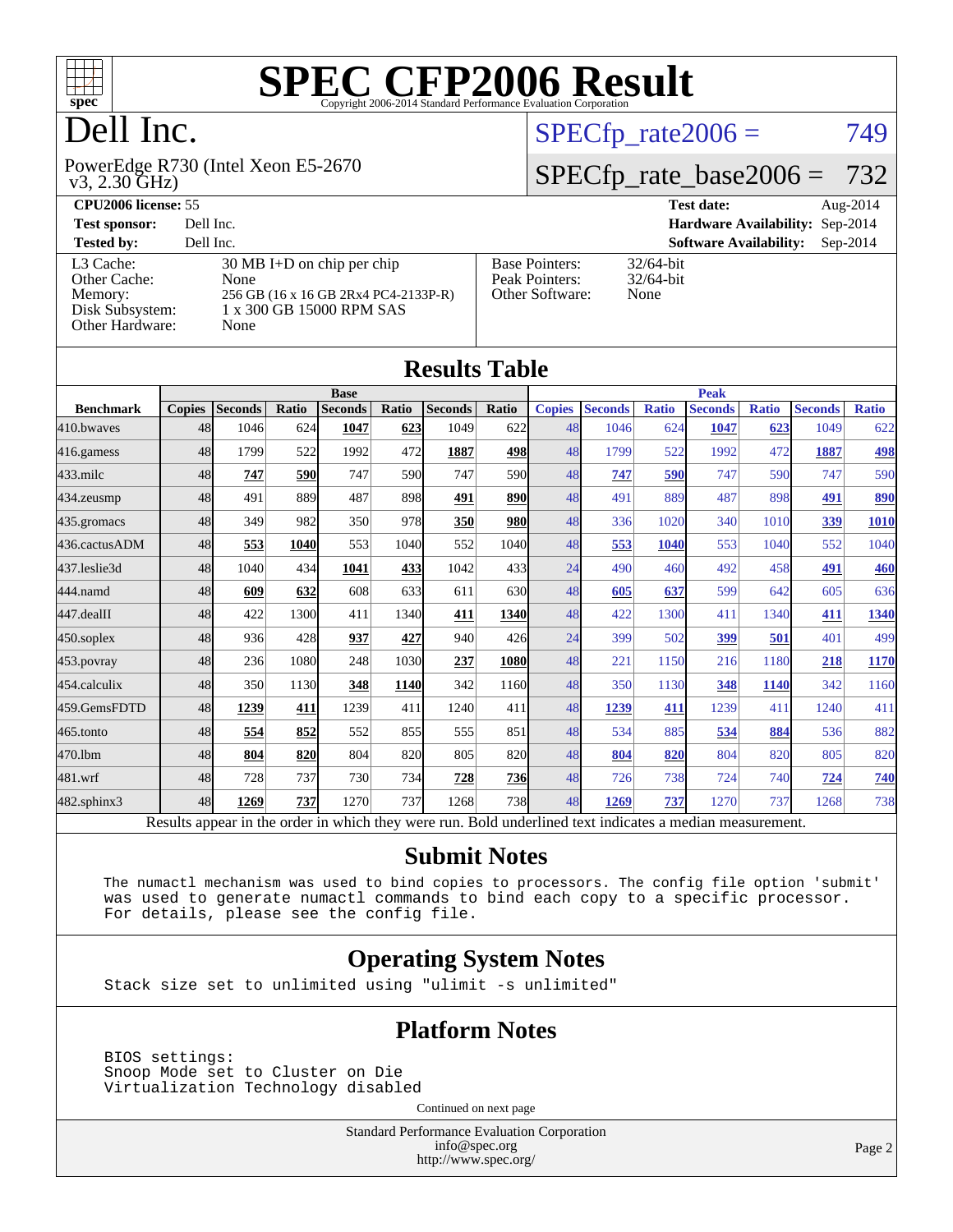# SPEC CFP2006 Result

Copyright 2006-2014 Standard Performance Evaluation Corporation

# Dell Inc.

PowerEdge R730 (Intel Xeon E5-2670 v3, 2.30 GHz)

SPECfp_rate2006 = 749

SPECfp_rate_base2006 = 732

| | | | |
|---|---|---|---|
| **CPU2006 license:** 55 | | **Test date:** | Aug-2014 |
| **Test sponsor:** | Dell Inc. | **Hardware Availability:** | Sep-2014 |
| **Tested by:** | Dell Inc. | **Software Availability:** | Sep-2014 |

| | | | |
|---|---|---|---|
| L3 Cache: | 30 MB I+D on chip per chip | Base Pointers: | 32/64-bit |
| Other Cache: | None | Peak Pointers: | 32/64-bit |
| Memory: | 256 GB (16 x 16 GB 2Rx4 PC4-2133P-R) | Other Software: | None |
| Disk Subsystem: | 1 x 300 GB 15000 RPM SAS | | |
| Other Hardware: | None | | |

## Results Table

| Benchmark | Base | | | | | | | Peak | | | | | | |
|---|---|---|---|---|---|---|---|---|---|---|---|---|---|---|
| | Copies | Seconds | Ratio | Seconds | Ratio | Seconds | Ratio | Copies | Seconds | Ratio | Seconds | Ratio | Seconds | Ratio |
| 410.bwaves | 48 | 1046 | 624 | **1047** | **623** | 1049 | 622 | 48 | 1046 | 624 | **1047** | **623** | 1049 | 622 |
| 416.gamess | 48 | 1799 | 522 | 1992 | 472 | **1887** | **498** | 48 | 1799 | 522 | 1992 | 472 | **1887** | **498** |
| 433.milc | 48 | **747** | **590** | 747 | 590 | 747 | 590 | 48 | **747** | **590** | 747 | 590 | 747 | 590 |
| 434.zeusmp | 48 | 491 | 889 | 487 | 898 | **491** | **890** | 48 | 491 | 889 | 487 | 898 | **491** | **890** |
| 435.gromacs | 48 | 349 | 982 | 350 | 978 | **350** | **980** | 48 | 336 | 1020 | 340 | 1010 | **339** | **1010** |
| 436.cactusADM | 48 | **553** | **1040** | 553 | 1040 | 552 | 1040 | 48 | **553** | **1040** | 553 | 1040 | 552 | 1040 |
| 437.leslie3d | 48 | 1040 | 434 | **1041** | **433** | 1042 | 433 | 24 | 490 | 460 | 492 | 458 | **491** | **460** |
| 444.namd | 48 | **609** | **632** | 608 | 633 | 611 | 630 | 48 | **605** | **637** | 599 | 642 | 605 | 636 |
| 447.dealII | 48 | 422 | 1300 | 411 | 1340 | **411** | **1340** | 48 | 422 | 1300 | 411 | 1340 | **411** | **1340** |
| 450.soplex | 48 | 936 | 428 | **937** | **427** | 940 | 426 | 24 | 399 | 502 | **399** | **501** | 401 | 499 |
| 453.povray | 48 | 236 | 1080 | 248 | 1030 | **237** | **1080** | 48 | 221 | 1150 | 216 | 1180 | **218** | **1170** |
| 454.calculix | 48 | 350 | 1130 | **348** | **1140** | 342 | 1160 | 48 | 350 | 1130 | **348** | **1140** | 342 | 1160 |
| 459.GemsFDTD | 48 | **1239** | **411** | 1239 | 411 | 1240 | 411 | 48 | **1239** | **411** | 1239 | 411 | 1240 | 411 |
| 465.tonto | 48 | **554** | **852** | 552 | 855 | 555 | 851 | 48 | 534 | 885 | **534** | **884** | 536 | 882 |
| 470.lbm | 48 | **804** | **820** | 804 | 820 | 805 | 820 | 48 | **804** | **820** | 804 | 820 | 805 | 820 |
| 481.wrf | 48 | 728 | 737 | 730 | 734 | **728** | **736** | 48 | 726 | 738 | 724 | 740 | **724** | **740** |
| 482.sphinx3 | 48 | **1269** | **737** | 1270 | 737 | 1268 | 738 | 48 | **1269** | **737** | 1270 | 737 | 1268 | 738 |

Results appear in the order in which they were run. Bold underlined text indicates a median measurement.

## Submit Notes

```
The numactl mechanism was used to bind copies to processors. The config file option 'submit'
was used to generate numactl commands to bind each copy to a specific processor.
For details, please see the config file.
```

## Operating System Notes

```
Stack size set to unlimited using "ulimit -s unlimited"
```

## Platform Notes

```
BIOS settings:
Snoop Mode set to Cluster on Die
Virtualization Technology disabled
```

Continued on next page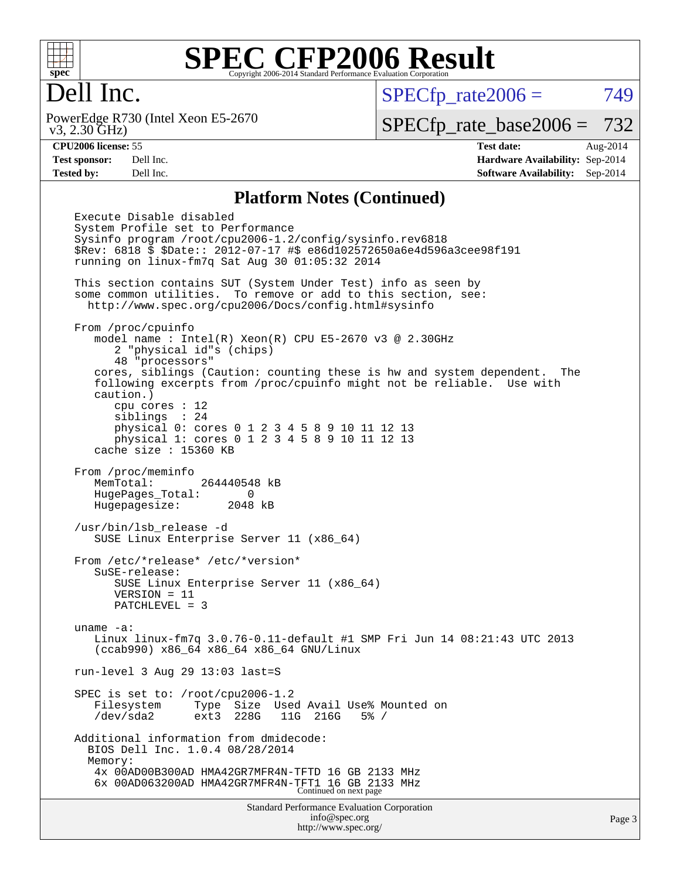# SPEC CFP2006 Result

Copyright 2006-2014 Standard Performance Evaluation Corporation

## Dell Inc.

PowerEdge R730 (Intel Xeon E5-2670 v3, 2.30 GHz)

SPECfp_rate2006 = 749

SPECfp_rate_base2006 = 732

| | | | |
|---|---|---|---|
| **CPU2006 license:** 55 | | **Test date:** | Aug-2014 |
| **Test sponsor:** | Dell Inc. | **Hardware Availability:** | Sep-2014 |
| **Tested by:** | Dell Inc. | **Software Availability:** | Sep-2014 |

### Platform Notes (Continued)

```
Execute Disable disabled
System Profile set to Performance
Sysinfo program /root/cpu2006-1.2/config/sysinfo.rev6818
$Rev: 6818 $ $Date:: 2012-07-17 #$ e86d102572650a6e4d596a3cee98f191
running on linux-fm7q Sat Aug 30 01:05:32 2014

This section contains SUT (System Under Test) info as seen by
some common utilities.  To remove or add to this section, see:
  http://www.spec.org/cpu2006/Docs/config.html#sysinfo

From /proc/cpuinfo
   model name : Intel(R) Xeon(R) CPU E5-2670 v3 @ 2.30GHz
      2 "physical id"s (chips)
      48 "processors"
   cores, siblings (Caution: counting these is hw and system dependent.  The
   following excerpts from /proc/cpuinfo might not be reliable.  Use with
   caution.)
      cpu cores : 12
      siblings  : 24
      physical 0: cores 0 1 2 3 4 5 8 9 10 11 12 13
      physical 1: cores 0 1 2 3 4 5 8 9 10 11 12 13
   cache size : 15360 KB

From /proc/meminfo
   MemTotal:       264440548 kB
   HugePages_Total:       0
   Hugepagesize:       2048 kB

/usr/bin/lsb_release -d
   SUSE Linux Enterprise Server 11 (x86_64)

From /etc/*release* /etc/*version*
   SuSE-release:
      SUSE Linux Enterprise Server 11 (x86_64)
      VERSION = 11
      PATCHLEVEL = 3

uname -a:
   Linux linux-fm7q 3.0.76-0.11-default #1 SMP Fri Jun 14 08:21:43 UTC 2013
   (ccab990) x86_64 x86_64 x86_64 GNU/Linux

run-level 3 Aug 29 13:03 last=S

SPEC is set to: /root/cpu2006-1.2
   Filesystem     Type  Size  Used Avail Use% Mounted on
   /dev/sda2      ext3  228G   11G  216G   5% /

Additional information from dmidecode:
  BIOS Dell Inc. 1.0.4 08/28/2014
  Memory:
   4x 00AD00B300AD HMA42GR7MFR4N-TFTD 16 GB 2133 MHz
   6x 00AD063200AD HMA42GR7MFR4N-TFT1 16 GB 2133 MHz
```

Continued on next page

Standard Performance Evaluation Corporation
info@spec.org
http://www.spec.org/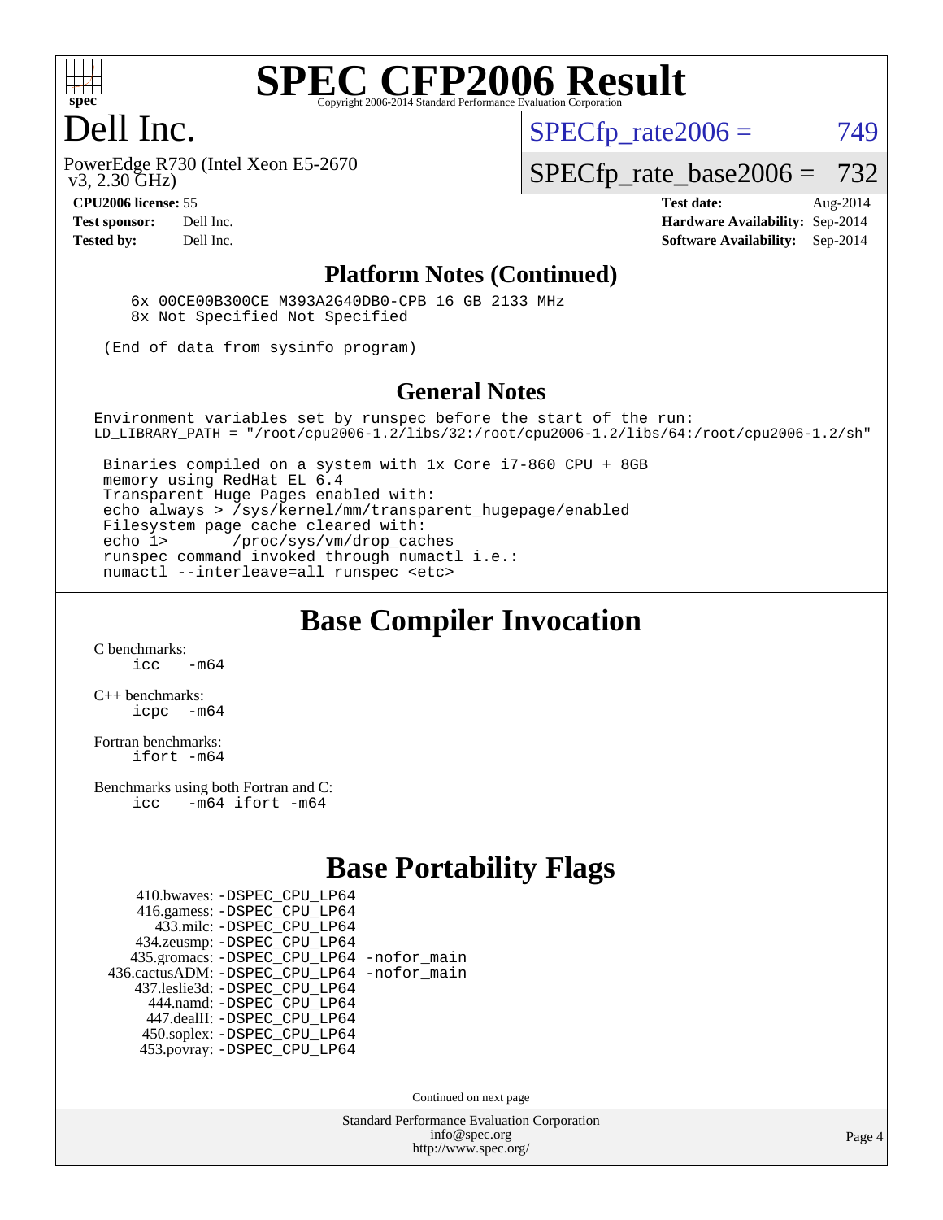# SPEC CFP2006 Result

Copyright 2006-2014 Standard Performance Evaluation Corporation

## Dell Inc.

PowerEdge R730 (Intel Xeon E5-2670 v3, 2.30 GHz)

SPECfp_rate2006 = 749

SPECfp_rate_base2006 = 732

| | | | |
|---|---|---|---|
| **CPU2006 license:** 55 | | **Test date:** | Aug-2014 |
| **Test sponsor:** | Dell Inc. | **Hardware Availability:** | Sep-2014 |
| **Tested by:** | Dell Inc. | **Software Availability:** | Sep-2014 |

### Platform Notes (Continued)

```
    6x 00CE00B300CE M393A2G40DB0-CPB 16 GB 2133 MHz
    8x Not Specified Not Specified

 (End of data from sysinfo program)
```

### General Notes

```
Environment variables set by runspec before the start of the run:
LD_LIBRARY_PATH = "/root/cpu2006-1.2/libs/32:/root/cpu2006-1.2/libs/64:/root/cpu2006-1.2/sh"

 Binaries compiled on a system with 1x Core i7-860 CPU + 8GB
 memory using RedHat EL 6.4
 Transparent Huge Pages enabled with:
 echo always > /sys/kernel/mm/transparent_hugepage/enabled
 Filesystem page cache cleared with:
 echo 1>       /proc/sys/vm/drop_caches
 runspec command invoked through numactl i.e.:
 numactl --interleave=all runspec <etc>
```

## Base Compiler Invocation

C benchmarks:
`icc -m64`

C++ benchmarks:
`icpc -m64`

Fortran benchmarks:
`ifort -m64`

Benchmarks using both Fortran and C:
`icc -m64 ifort -m64`

## Base Portability Flags

| Benchmark | Flags |
|---|---|
| 410.bwaves: | -DSPEC_CPU_LP64 |
| 416.gamess: | -DSPEC_CPU_LP64 |
| 433.milc: | -DSPEC_CPU_LP64 |
| 434.zeusmp: | -DSPEC_CPU_LP64 |
| 435.gromacs: | -DSPEC_CPU_LP64 -nofor_main |
| 436.cactusADM: | -DSPEC_CPU_LP64 -nofor_main |
| 437.leslie3d: | -DSPEC_CPU_LP64 |
| 444.namd: | -DSPEC_CPU_LP64 |
| 447.dealII: | -DSPEC_CPU_LP64 |
| 450.soplex: | -DSPEC_CPU_LP64 |
| 453.povray: | -DSPEC_CPU_LP64 |

Continued on next page

Standard Performance Evaluation Corporation
info@spec.org
http://www.spec.org/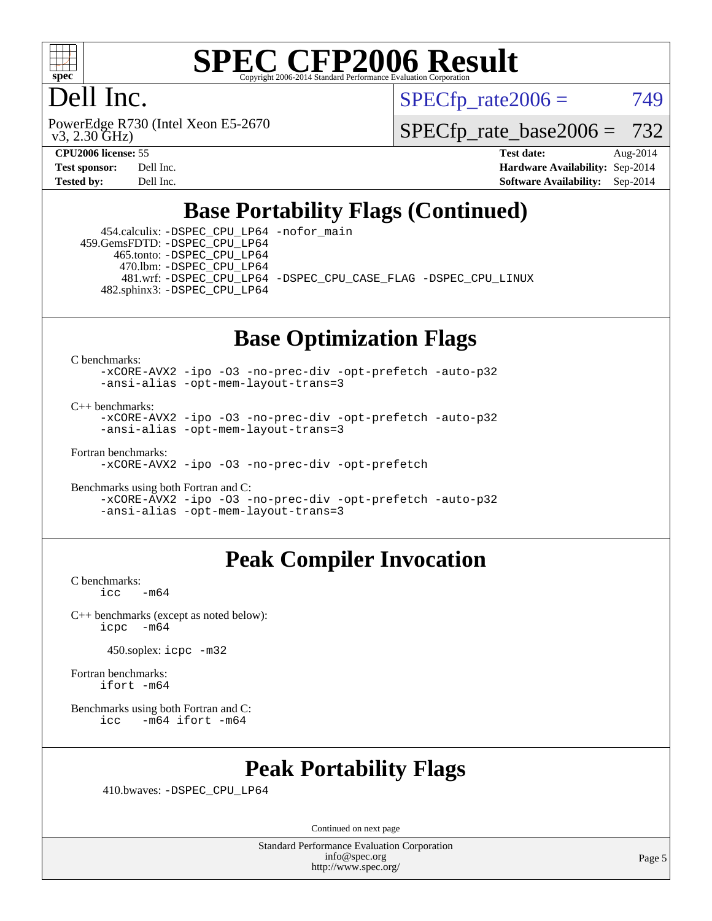# SPEC CFP2006 Result

Copyright 2006-2014 Standard Performance Evaluation Corporation

# Dell Inc.

PowerEdge R730 (Intel Xeon E5-2670 v3, 2.30 GHz)

SPECfp_rate2006 = 749

SPECfp_rate_base2006 = 732

**CPU2006 license:** 55
**Test sponsor:** Dell Inc.
**Tested by:** Dell Inc.

**Test date:** Aug-2014
**Hardware Availability:** Sep-2014
**Software Availability:** Sep-2014

## Base Portability Flags (Continued)

454.calculix: -DSPEC_CPU_LP64 -nofor_main
459.GemsFDTD: -DSPEC_CPU_LP64
465.tonto: -DSPEC_CPU_LP64
470.lbm: -DSPEC_CPU_LP64
481.wrf: -DSPEC_CPU_LP64 -DSPEC_CPU_CASE_FLAG -DSPEC_CPU_LINUX
482.sphinx3: -DSPEC_CPU_LP64

## Base Optimization Flags

C benchmarks:
-xCORE-AVX2 -ipo -O3 -no-prec-div -opt-prefetch -auto-p32 -ansi-alias -opt-mem-layout-trans=3

C++ benchmarks:
-xCORE-AVX2 -ipo -O3 -no-prec-div -opt-prefetch -auto-p32 -ansi-alias -opt-mem-layout-trans=3

Fortran benchmarks:
-xCORE-AVX2 -ipo -O3 -no-prec-div -opt-prefetch

Benchmarks using both Fortran and C:
-xCORE-AVX2 -ipo -O3 -no-prec-div -opt-prefetch -auto-p32 -ansi-alias -opt-mem-layout-trans=3

## Peak Compiler Invocation

C benchmarks:
icc -m64

C++ benchmarks (except as noted below):
icpc -m64

450.soplex: icpc -m32

Fortran benchmarks:
ifort -m64

Benchmarks using both Fortran and C:
icc -m64 ifort -m64

## Peak Portability Flags

410.bwaves: -DSPEC_CPU_LP64

Continued on next page

Standard Performance Evaluation Corporation
info@spec.org
http://www.spec.org/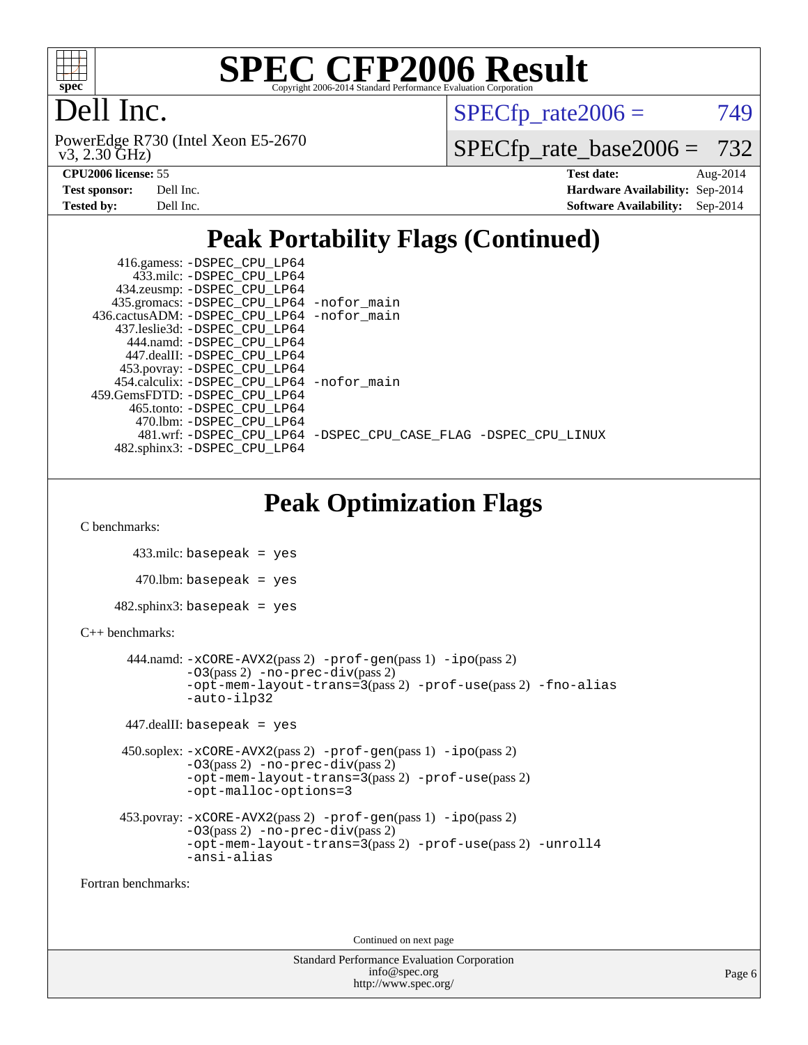# SPEC CFP2006 Result

Copyright 2006-2014 Standard Performance Evaluation Corporation

## Dell Inc.

PowerEdge R730 (Intel Xeon E5-2670 v3, 2.30 GHz)

SPECfp_rate2006 = 749

SPECfp_rate_base2006 = 732

**CPU2006 license:** 55
**Test sponsor:** Dell Inc.
**Tested by:** Dell Inc.

**Test date:** Aug-2014
**Hardware Availability:** Sep-2014
**Software Availability:** Sep-2014

## Peak Portability Flags (Continued)

416.gamess: -DSPEC_CPU_LP64
433.milc: -DSPEC_CPU_LP64
434.zeusmp: -DSPEC_CPU_LP64
435.gromacs: -DSPEC_CPU_LP64 -nofor_main
436.cactusADM: -DSPEC_CPU_LP64 -nofor_main
437.leslie3d: -DSPEC_CPU_LP64
444.namd: -DSPEC_CPU_LP64
447.dealII: -DSPEC_CPU_LP64
453.povray: -DSPEC_CPU_LP64
454.calculix: -DSPEC_CPU_LP64 -nofor_main
459.GemsFDTD: -DSPEC_CPU_LP64
465.tonto: -DSPEC_CPU_LP64
470.lbm: -DSPEC_CPU_LP64
481.wrf: -DSPEC_CPU_LP64 -DSPEC_CPU_CASE_FLAG -DSPEC_CPU_LINUX
482.sphinx3: -DSPEC_CPU_LP64

## Peak Optimization Flags

C benchmarks:

433.milc: basepeak = yes

470.lbm: basepeak = yes

482.sphinx3: basepeak = yes

C++ benchmarks:

444.namd: -xCORE-AVX2(pass 2) -prof-gen(pass 1) -ipo(pass 2) -O3(pass 2) -no-prec-div(pass 2) -opt-mem-layout-trans=3(pass 2) -prof-use(pass 2) -fno-alias -auto-ilp32

447.dealII: basepeak = yes

450.soplex: -xCORE-AVX2(pass 2) -prof-gen(pass 1) -ipo(pass 2) -O3(pass 2) -no-prec-div(pass 2) -opt-mem-layout-trans=3(pass 2) -prof-use(pass 2) -opt-malloc-options=3

453.povray: -xCORE-AVX2(pass 2) -prof-gen(pass 1) -ipo(pass 2) -O3(pass 2) -no-prec-div(pass 2) -opt-mem-layout-trans=3(pass 2) -prof-use(pass 2) -unroll4 -ansi-alias

Fortran benchmarks:

Continued on next page

Standard Performance Evaluation Corporation
info@spec.org
http://www.spec.org/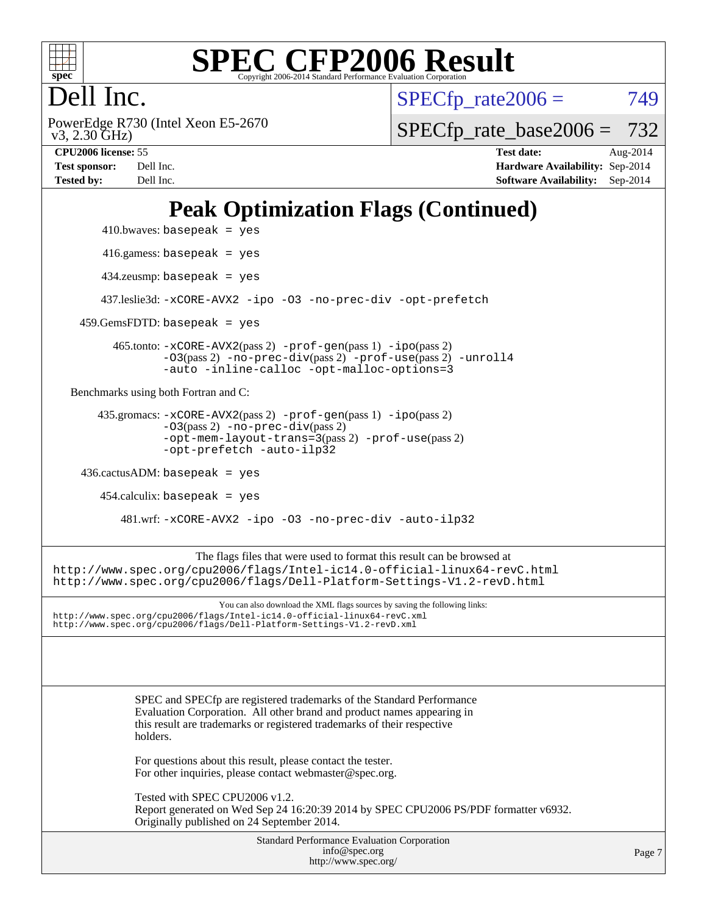# Peak Optimization Flags (Continued)

410.bwaves: `basepeak = yes`

416.gamess: `basepeak = yes`

434.zeusmp: `basepeak = yes`

437.leslie3d: `-xCORE-AVX2 -ipo -O3 -no-prec-div -opt-prefetch`

459.GemsFDTD: `basepeak = yes`

465.tonto: `-xCORE-AVX2`(pass 2) `-prof-gen`(pass 1) `-ipo`(pass 2) `-O3`(pass 2) `-no-prec-div`(pass 2) `-prof-use`(pass 2) `-unroll4 -auto -inline-calloc -opt-malloc-options=3`

Benchmarks using both Fortran and C:

435.gromacs: `-xCORE-AVX2`(pass 2) `-prof-gen`(pass 1) `-ipo`(pass 2) `-O3`(pass 2) `-no-prec-div`(pass 2) `-opt-mem-layout-trans=3`(pass 2) `-prof-use`(pass 2) `-opt-prefetch -auto-ilp32`

436.cactusADM: `basepeak = yes`

454.calculix: `basepeak = yes`

481.wrf: `-xCORE-AVX2 -ipo -O3 -no-prec-div -auto-ilp32`

The flags files that were used to format this result can be browsed at
http://www.spec.org/cpu2006/flags/Intel-ic14.0-official-linux64-revC.html
http://www.spec.org/cpu2006/flags/Dell-Platform-Settings-V1.2-revD.html

You can also download the XML flags sources by saving the following links:
http://www.spec.org/cpu2006/flags/Intel-ic14.0-official-linux64-revC.xml
http://www.spec.org/cpu2006/flags/Dell-Platform-Settings-V1.2-revD.xml

SPEC and SPECfp are registered trademarks of the Standard Performance Evaluation Corporation. All other brand and product names appearing in this result are trademarks or registered trademarks of their respective holders.

For questions about this result, please contact the tester.
For other inquiries, please contact webmaster@spec.org.

Tested with SPEC CPU2006 v1.2.
Report generated on Wed Sep 24 16:20:39 2014 by SPEC CPU2006 PS/PDF formatter v6932.
Originally published on 24 September 2014.